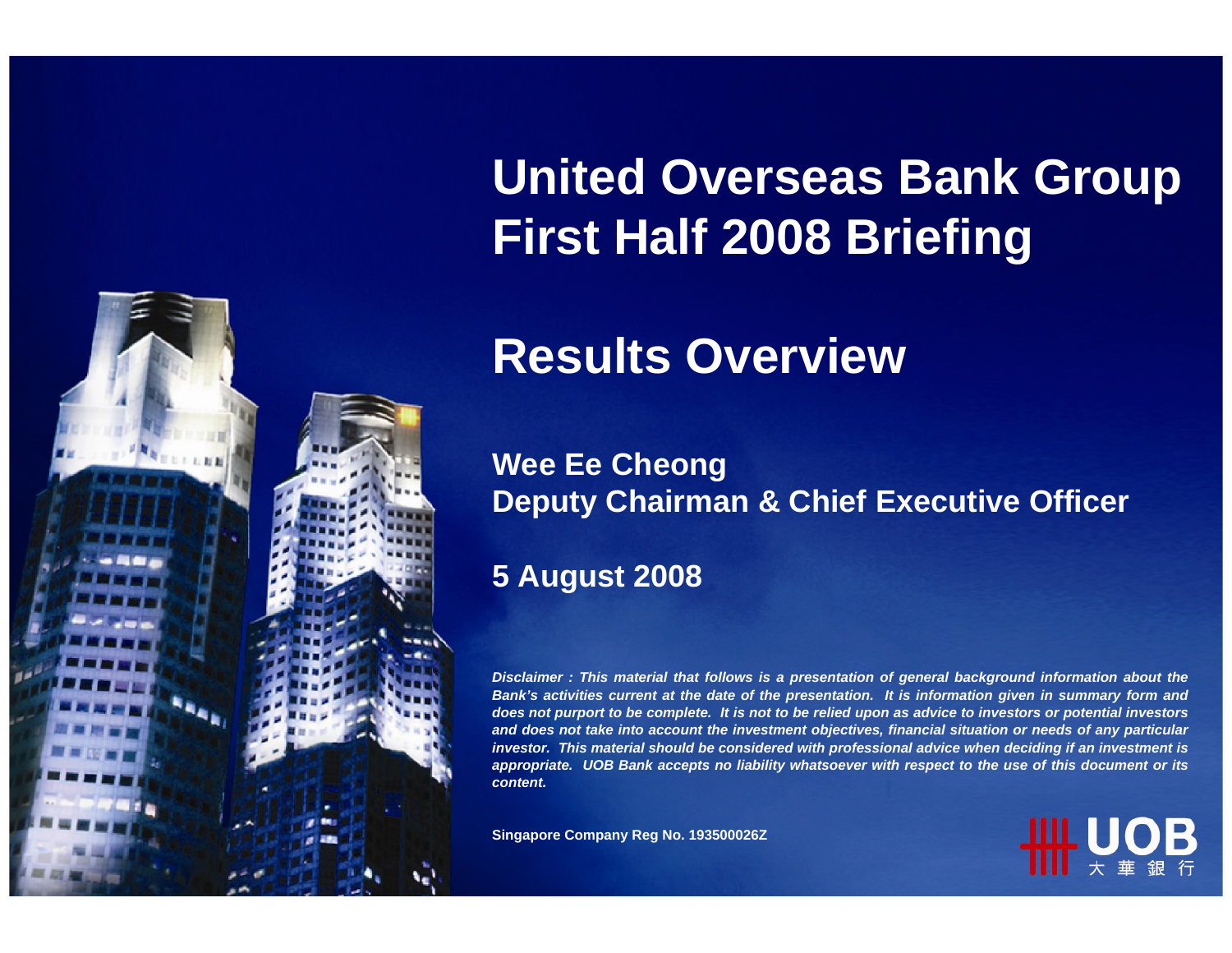# United Overseas Bank Group First Half 2008 Briefing

## Results Overview

**Wee Ee Cheong**
**Deputy Chairman & Chief Executive Officer**

**5 August 2008**

***Disclaimer : This material that follows is a presentation of general background information about the Bank's activities current at the date of the presentation. It is information given in summary form and does not purport to be complete. It is not to be relied upon as advice to investors or potential investors and does not take into account the investment objectives, financial situation or needs of any particular investor. This material should be considered with professional advice when deciding if an investment is appropriate. UOB Bank accepts no liability whatsoever with respect to the use of this document or its content.***

**Singapore Company Reg No. 193500026Z**

UOB 大 華 銀 行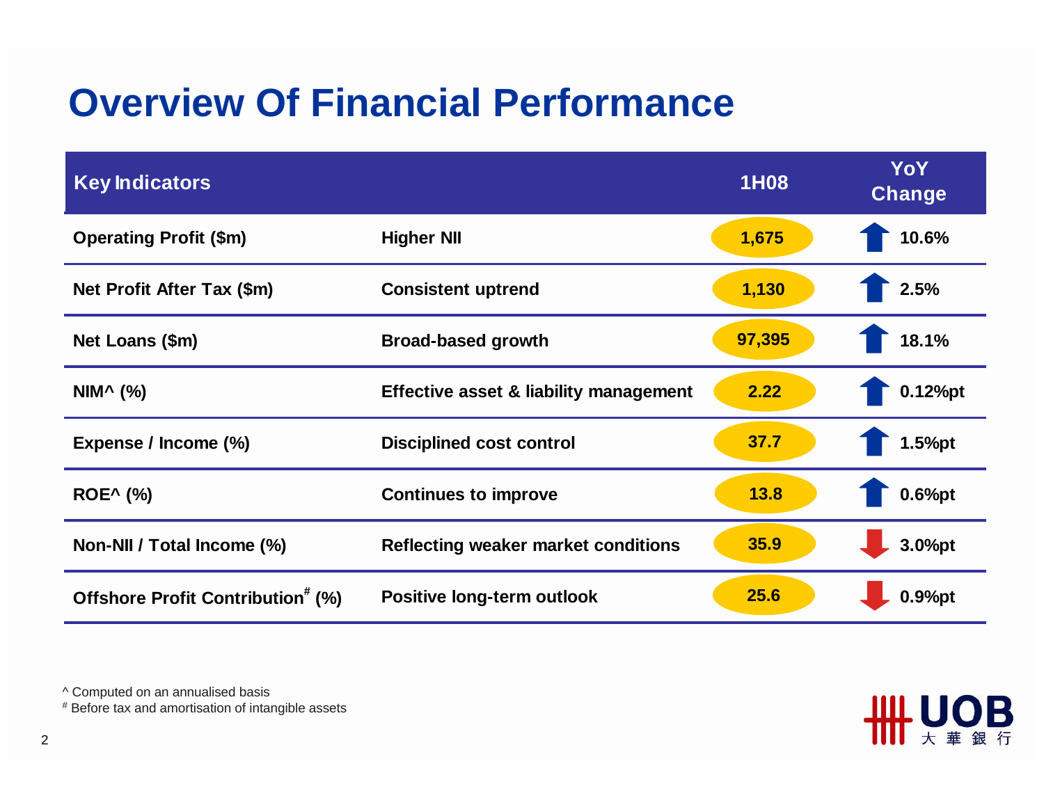# Overview Of Financial Performance

| Key Indicators | | 1H08 | YoY Change |
|---|---|---|---|
| Operating Profit ($m) | Higher NII | 1,675 | ↑ 10.6% |
| Net Profit After Tax ($m) | Consistent uptrend | 1,130 | ↑ 2.5% |
| Net Loans ($m) | Broad-based growth | 97,395 | ↑ 18.1% |
| NIM^ (%) | Effective asset & liability management | 2.22 | ↑ 0.12%pt |
| Expense / Income (%) | Disciplined cost control | 37.7 | ↑ 1.5%pt |
| ROE^ (%) | Continues to improve | 13.8 | ↑ 0.6%pt |
| Non-NII / Total Income (%) | Reflecting weaker market conditions | 35.9 | ↓ 3.0%pt |
| Offshore Profit Contribution# (%) | Positive long-term outlook | 25.6 | ↓ 0.9%pt |

^ Computed on an annualised basis

# Before tax and amortisation of intangible assets

UOB 大華銀行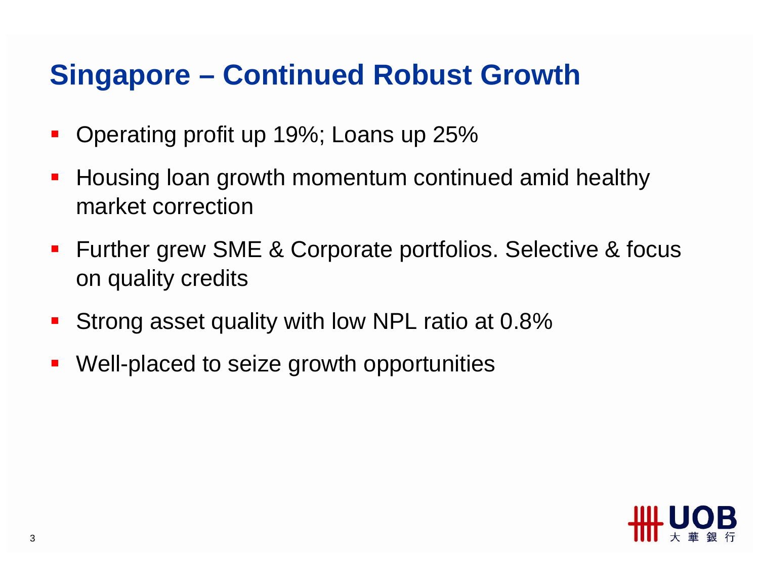# Singapore – Continued Robust Growth

- Operating profit up 19%; Loans up 25%
- Housing loan growth momentum continued amid healthy market correction
- Further grew SME & Corporate portfolios. Selective & focus on quality credits
- Strong asset quality with low NPL ratio at 0.8%
- Well-placed to seize growth opportunities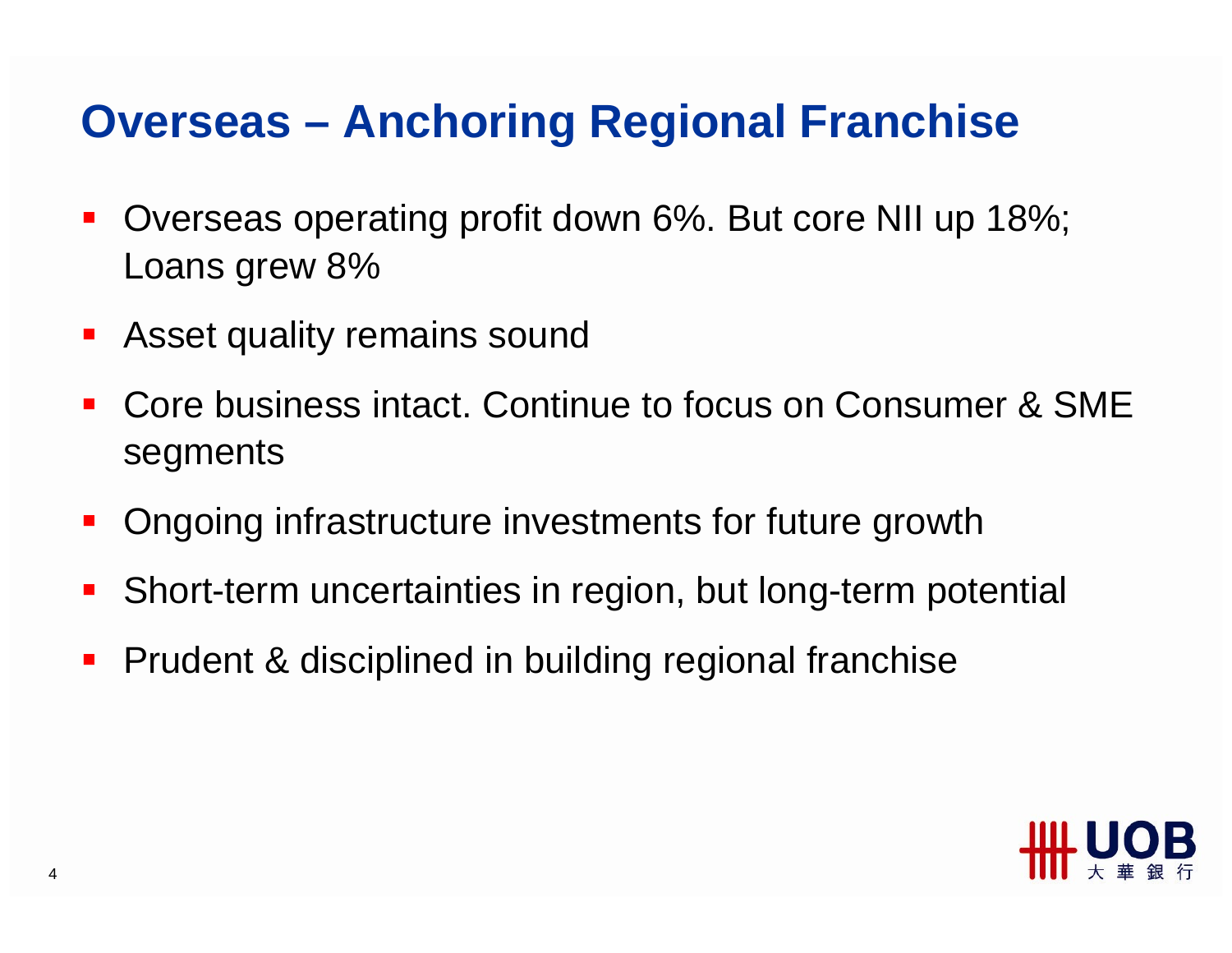# Overseas – Anchoring Regional Franchise

- Overseas operating profit down 6%. But core NII up 18%; Loans grew 8%
- Asset quality remains sound
- Core business intact. Continue to focus on Consumer & SME segments
- Ongoing infrastructure investments for future growth
- Short-term uncertainties in region, but long-term potential
- Prudent & disciplined in building regional franchise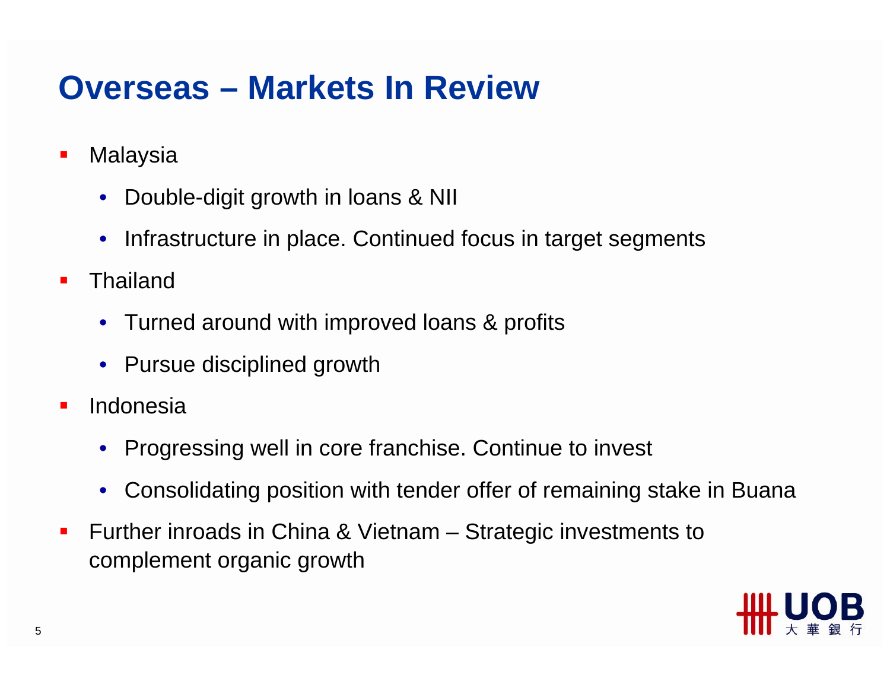# Overseas – Markets In Review

- Malaysia
  - Double-digit growth in loans & NII
  - Infrastructure in place. Continued focus in target segments
- Thailand
  - Turned around with improved loans & profits
  - Pursue disciplined growth
- Indonesia
  - Progressing well in core franchise. Continue to invest
  - Consolidating position with tender offer of remaining stake in Buana
- Further inroads in China & Vietnam – Strategic investments to complement organic growth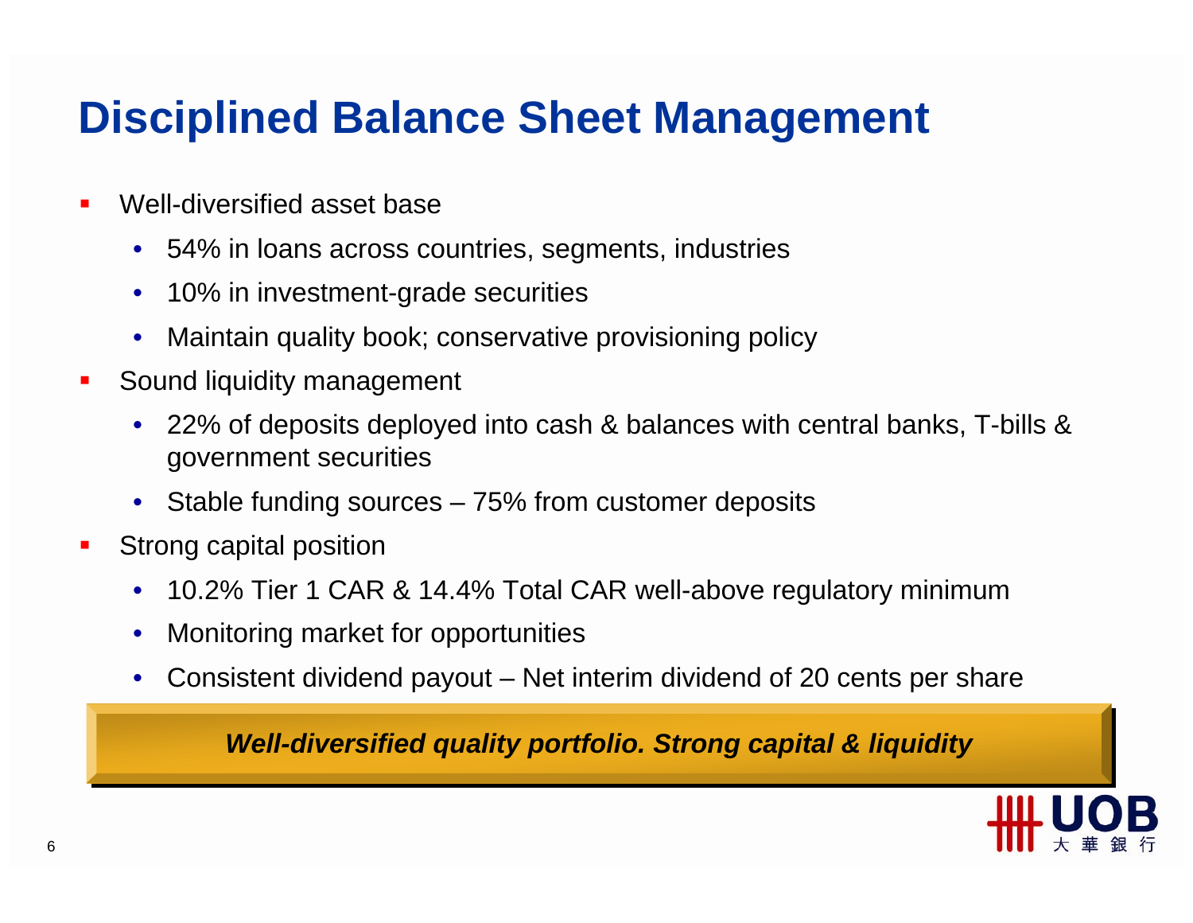# Disciplined Balance Sheet Management

- Well-diversified asset base
  - 54% in loans across countries, segments, industries
  - 10% in investment-grade securities
  - Maintain quality book; conservative provisioning policy
- Sound liquidity management
  - 22% of deposits deployed into cash & balances with central banks, T-bills & government securities
  - Stable funding sources – 75% from customer deposits
- Strong capital position
  - 10.2% Tier 1 CAR & 14.4% Total CAR well-above regulatory minimum
  - Monitoring market for opportunities
  - Consistent dividend payout – Net interim dividend of 20 cents per share

***Well-diversified quality portfolio. Strong capital & liquidity***

UOB 大華銀行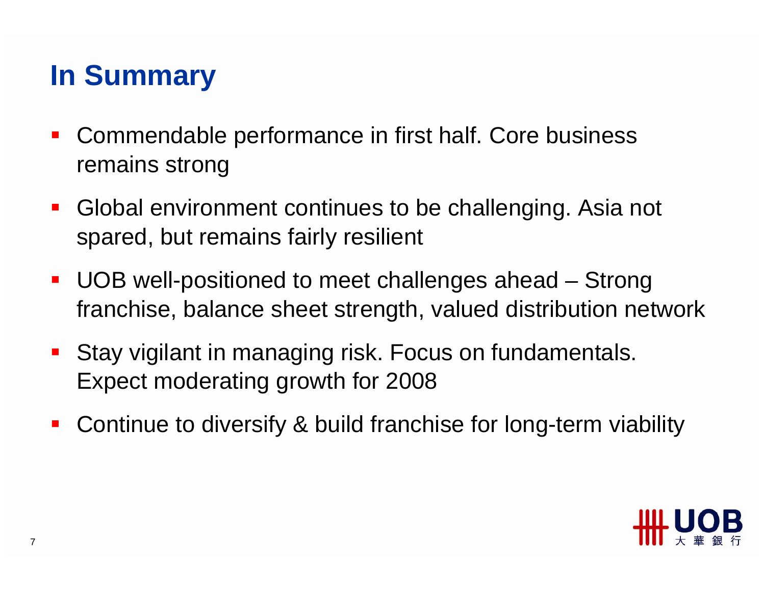# In Summary

- Commendable performance in first half. Core business remains strong
- Global environment continues to be challenging. Asia not spared, but remains fairly resilient
- UOB well-positioned to meet challenges ahead – Strong franchise, balance sheet strength, valued distribution network
- Stay vigilant in managing risk. Focus on fundamentals. Expect moderating growth for 2008
- Continue to diversify & build franchise for long-term viability